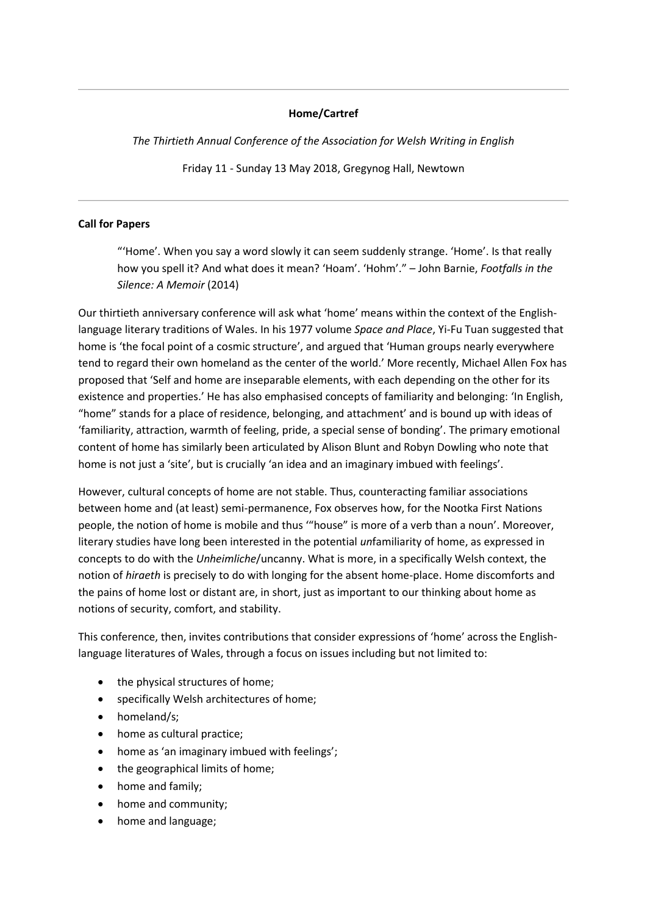---

**Home/Cartref**

*The Thirtieth Annual Conference of the Association for Welsh Writing in English*

Friday 11 - Sunday 13 May 2018, Gregynog Hall, Newtown

---

**Call for Papers**

> "'Home'. When you say a word slowly it can seem suddenly strange. 'Home'. Is that really how you spell it? And what does it mean? 'Hoam'. 'Hohm'." – John Barnie, *Footfalls in the Silence: A Memoir* (2014)

Our thirtieth anniversary conference will ask what 'home' means within the context of the English-language literary traditions of Wales. In his 1977 volume *Space and Place*, Yi-Fu Tuan suggested that home is 'the focal point of a cosmic structure', and argued that 'Human groups nearly everywhere tend to regard their own homeland as the center of the world.' More recently, Michael Allen Fox has proposed that 'Self and home are inseparable elements, with each depending on the other for its existence and properties.' He has also emphasised concepts of familiarity and belonging: 'In English, "home" stands for a place of residence, belonging, and attachment' and is bound up with ideas of 'familiarity, attraction, warmth of feeling, pride, a special sense of bonding'. The primary emotional content of home has similarly been articulated by Alison Blunt and Robyn Dowling who note that home is not just a 'site', but is crucially 'an idea and an imaginary imbued with feelings'.

However, cultural concepts of home are not stable. Thus, counteracting familiar associations between home and (at least) semi-permanence, Fox observes how, for the Nootka First Nations people, the notion of home is mobile and thus '"house" is more of a verb than a noun'. Moreover, literary studies have long been interested in the potential *un*familiarity of home, as expressed in concepts to do with the *Unheimliche*/uncanny. What is more, in a specifically Welsh context, the notion of *hiraeth* is precisely to do with longing for the absent home-place. Home discomforts and the pains of home lost or distant are, in short, just as important to our thinking about home as notions of security, comfort, and stability.

This conference, then, invites contributions that consider expressions of 'home' across the English-language literatures of Wales, through a focus on issues including but not limited to:

- the physical structures of home;
- specifically Welsh architectures of home;
- homeland/s;
- home as cultural practice;
- home as 'an imaginary imbued with feelings';
- the geographical limits of home;
- home and family;
- home and community;
- home and language;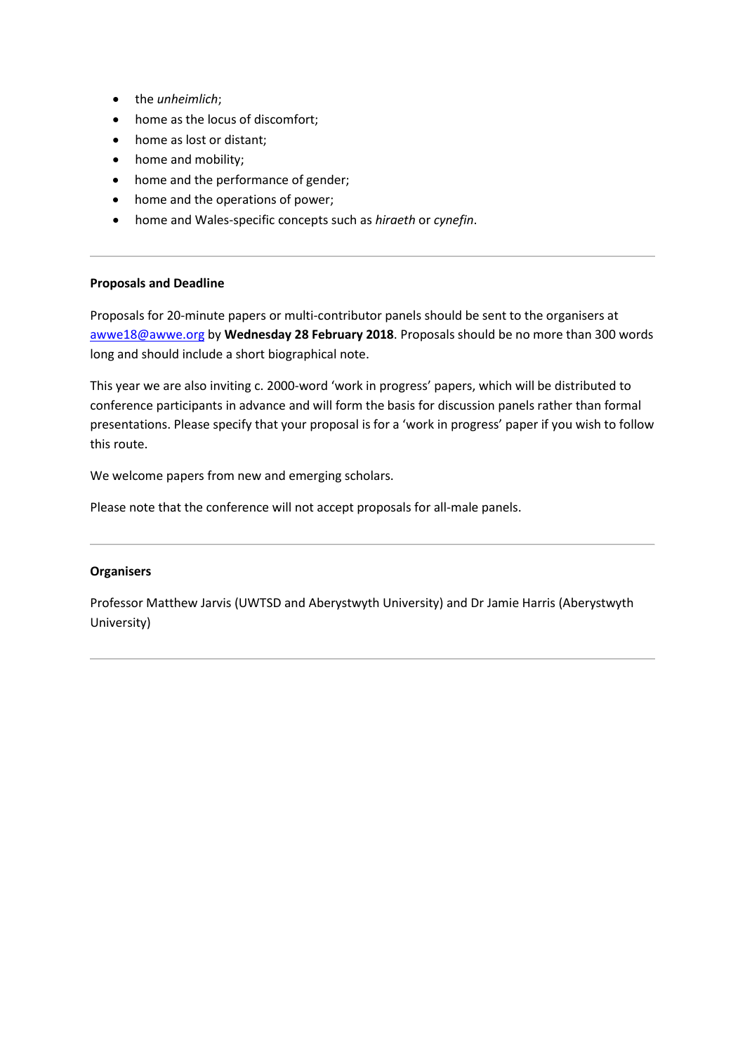- the *unheimlich*;
- home as the locus of discomfort;
- home as lost or distant;
- home and mobility;
- home and the performance of gender;
- home and the operations of power;
- home and Wales-specific concepts such as *hiraeth* or *cynefin*.

---

**Proposals and Deadline**

Proposals for 20-minute papers or multi-contributor panels should be sent to the organisers at awwe18@awwe.org by **Wednesday 28 February 2018**. Proposals should be no more than 300 words long and should include a short biographical note.

This year we are also inviting c. 2000-word 'work in progress' papers, which will be distributed to conference participants in advance and will form the basis for discussion panels rather than formal presentations. Please specify that your proposal is for a 'work in progress' paper if you wish to follow this route.

We welcome papers from new and emerging scholars.

Please note that the conference will not accept proposals for all-male panels.

---

**Organisers**

Professor Matthew Jarvis (UWTSD and Aberystwyth University) and Dr Jamie Harris (Aberystwyth University)

---